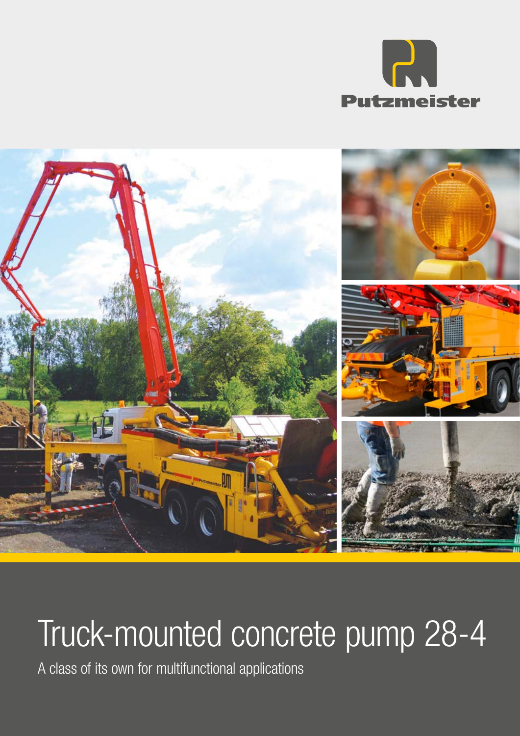Putzmeister

# Truck-mounted concrete pump 28-4

A class of its own for multifunctional applications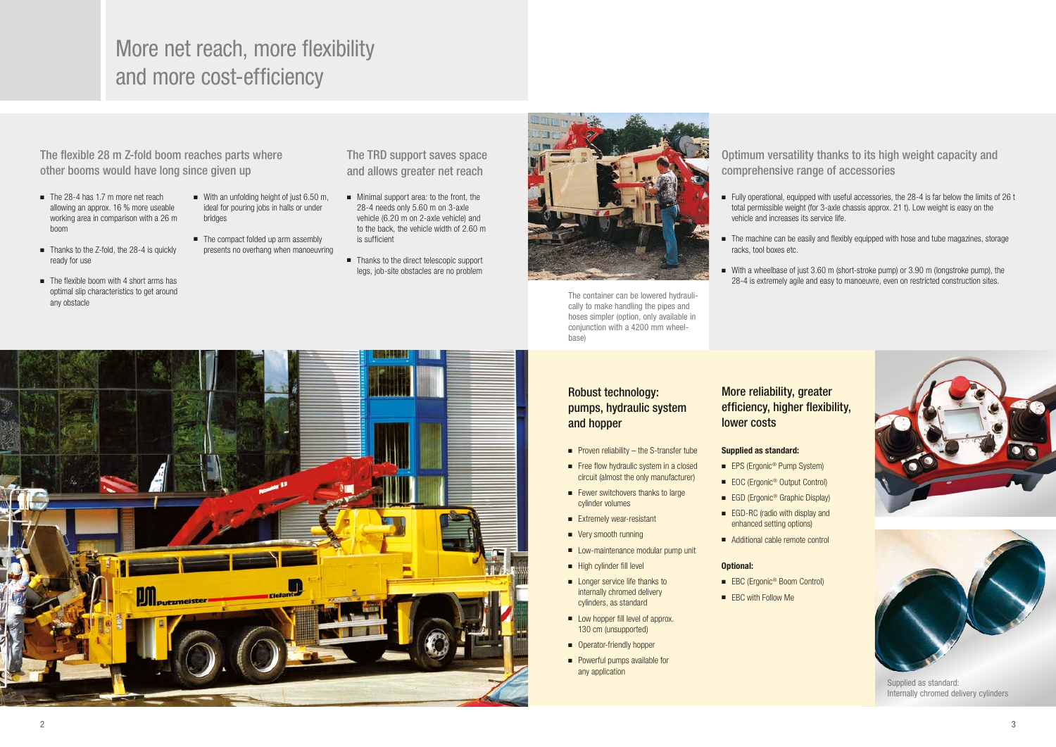# More net reach, more flexibility and more cost-efficiency

## The flexible 28 m Z-fold boom reaches parts where other booms would have long since given up

- The 28-4 has 1.7 m more net reach allowing an approx. 16 % more useable working area in comparison with a 26 m boom
- Thanks to the Z-fold, the 28-4 is quickly ready for use
- The flexible boom with 4 short arms has optimal slip characteristics to get around any obstacle
- With an unfolding height of just 6.50 m, ideal for pouring jobs in halls or under bridges
- The compact folded up arm assembly presents no overhang when manoeuvring

## The TRD support saves space and allows greater net reach

- Minimal support area: to the front, the 28-4 needs only 5.60 m on 3-axle vehicle (6.20 m on 2-axle vehicle) and to the back, the vehicle width of 2.60 m is sufficient
- Thanks to the direct telescopic support legs, job-site obstacles are no problem

The container can be lowered hydraulically to make handling the pipes and hoses simpler (option, only available in conjunction with a 4200 mm wheelbase)

## Optimum versatility thanks to its high weight capacity and comprehensive range of accessories

- Fully operational, equipped with useful accessories, the 28-4 is far below the limits of 26 t total permissible weight (for 3-axle chassis approx. 21 t). Low weight is easy on the vehicle and increases its service life.
- The machine can be easily and flexibly equipped with hose and tube magazines, storage racks, tool boxes etc.
- With a wheelbase of just 3.60 m (short-stroke pump) or 3.90 m (longstroke pump), the 28-4 is extremely agile and easy to manoeuvre, even on restricted construction sites.

## Robust technology: pumps, hydraulic system and hopper

- Proven reliability – the S-transfer tube
- Free flow hydraulic system in a closed circuit (almost the only manufacturer)
- Fewer switchovers thanks to large cylinder volumes
- Extremely wear-resistant
- Very smooth running
- Low-maintenance modular pump unit
- High cylinder fill level
- Longer service life thanks to internally chromed delivery cylinders, as standard
- Low hopper fill level of approx. 130 cm (unsupported)
- Operator-friendly hopper
- Powerful pumps available for any application

## More reliability, greater efficiency, higher flexibility, lower costs

**Supplied as standard:**

- EPS (Ergonic® Pump System)
- EOC (Ergonic® Output Control)
- EGD (Ergonic® Graphic Display)
- EGD-RC (radio with display and enhanced setting options)
- Additional cable remote control

**Optional:**

- EBC (Ergonic® Boom Control)
- EBC with Follow Me

Supplied as standard: Internally chromed delivery cylinders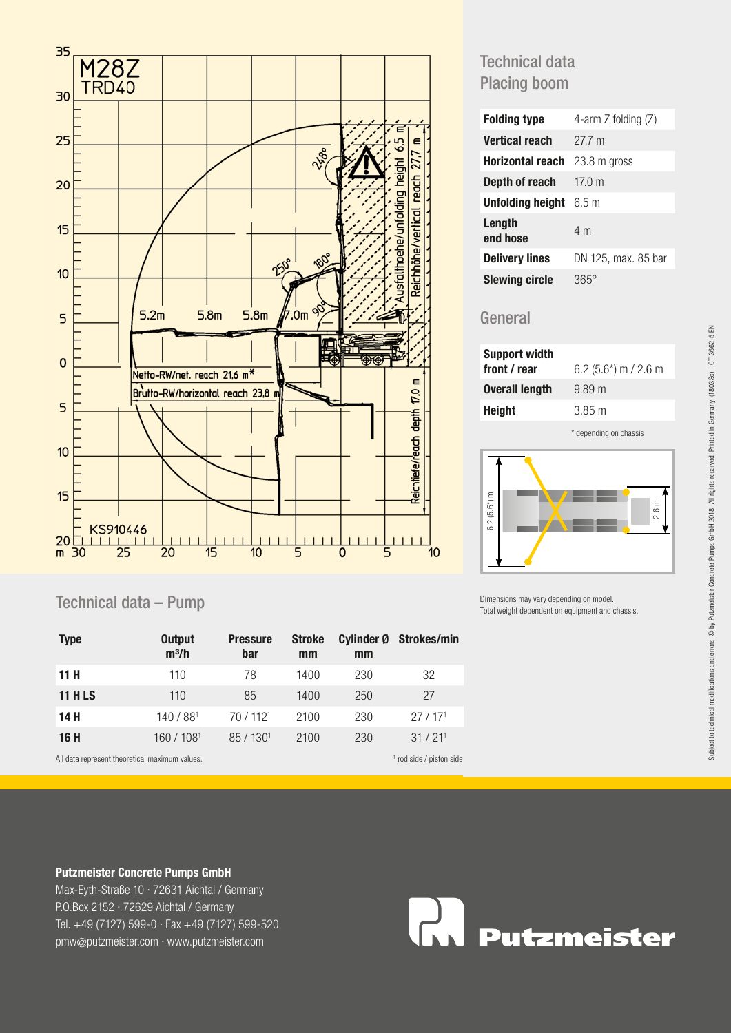M28Z
TRD40

248°
250°
180°
90°
5.2m
5.8m
5.8m
7.0m
Ausfallhoehe/unfolding height 6,5 m
Reichhöhe/vertical reach 27,7 m
Netto-RW/net. reach 21,6 m*
Brutto-RW/horizontal reach 23,8 m
Reichtiefe/reach depth 17,0 m
KS910446

35
30
25
20
15
10
5
0
5
10
15
20
m 30
25
20
15
10
5
0
5
10

## Technical data Placing boom

| | |
|---|---|
| **Folding type** | 4-arm Z folding (Z) |
| **Vertical reach** | 27.7 m |
| **Horizontal reach** | 23.8 m gross |
| **Depth of reach** | 17.0 m |
| **Unfolding height** | 6.5 m |
| **Length end hose** | 4 m |
| **Delivery lines** | DN 125, max. 85 bar |
| **Slewing circle** | 365° |

## General

| | |
|---|---|
| **Support width front / rear** | 6.2 (5.6*) m / 2.6 m |
| **Overall length** | 9.89 m |
| **Height** | 3.85 m |

\* depending on chassis

6.2 (5.6*) m
2.6 m

Dimensions may vary depending on model.
Total weight dependent on equipment and chassis.

## Technical data – Pump

| Type | Output m³/h | Pressure bar | Stroke mm | Cylinder Ø mm | Strokes/min |
|---|---|---|---|---|---|
| **11 H** | 110 | 78 | 1400 | 230 | 32 |
| **11 H LS** | 110 | 85 | 1400 | 250 | 27 |
| **14 H** | 140 / 88[1] | 70 / 112[1] | 2100 | 230 | 27 / 17[1] |
| **16 H** | 160 / 108[1] | 85 / 130[1] | 2100 | 230 | 31 / 21[1] |

All data represent theoretical maximum values.

[1] rod side / piston side

Subject to technical modifications and errors © by Putzmeister Concrete Pumps GmbH 2018 All rights reserved Printed in Germany (1803Sc) CT 3662-5 EN

**Putzmeister Concrete Pumps GmbH**
Max-Eyth-Straße 10 · 72631 Aichtal / Germany
P.O.Box 2152 · 72629 Aichtal / Germany
Tel. +49 (7127) 599-0 · Fax +49 (7127) 599-520
pmw@putzmeister.com · www.putzmeister.com

Putzmeister